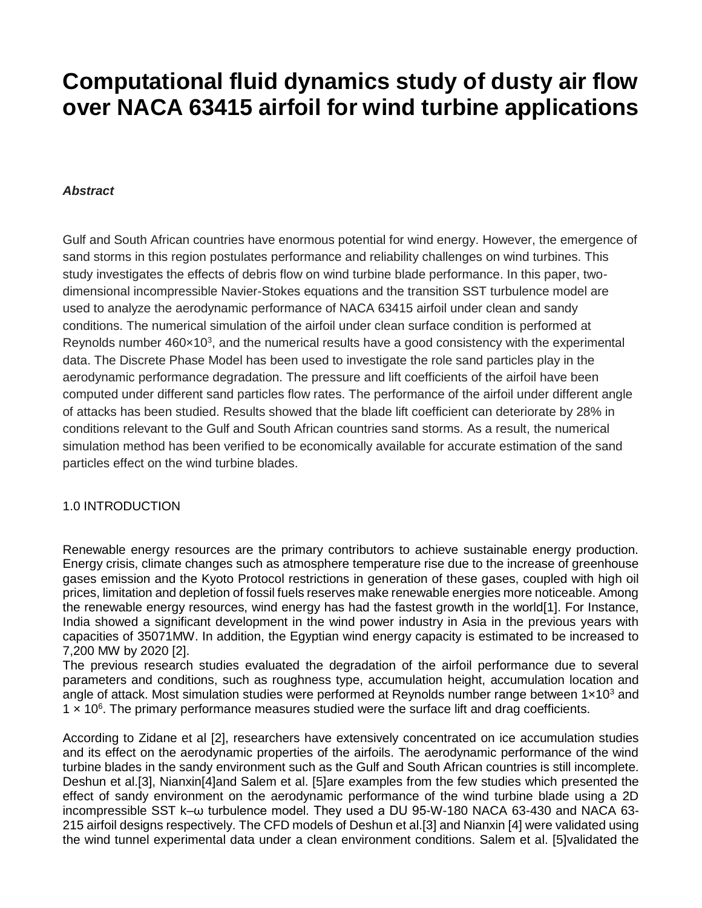# Computational fluid dynamics study of dusty air flow over NACA 63415 airfoil for wind turbine applications

***Abstract***

Gulf and South African countries have enormous potential for wind energy. However, the emergence of sand storms in this region postulates performance and reliability challenges on wind turbines. This study investigates the effects of debris flow on wind turbine blade performance. In this paper, two-dimensional incompressible Navier-Stokes equations and the transition SST turbulence model are used to analyze the aerodynamic performance of NACA 63415 airfoil under clean and sandy conditions. The numerical simulation of the airfoil under clean surface condition is performed at Reynolds number $460\times10^3$, and the numerical results have a good consistency with the experimental data. The Discrete Phase Model has been used to investigate the role sand particles play in the aerodynamic performance degradation. The pressure and lift coefficients of the airfoil have been computed under different sand particles flow rates. The performance of the airfoil under different angle of attacks has been studied. Results showed that the blade lift coefficient can deteriorate by 28% in conditions relevant to the Gulf and South African countries sand storms. As a result, the numerical simulation method has been verified to be economically available for accurate estimation of the sand particles effect on the wind turbine blades.

## 1.0 INTRODUCTION

Renewable energy resources are the primary contributors to achieve sustainable energy production. Energy crisis, climate changes such as atmosphere temperature rise due to the increase of greenhouse gases emission and the Kyoto Protocol restrictions in generation of these gases, coupled with high oil prices, limitation and depletion of fossil fuels reserves make renewable energies more noticeable. Among the renewable energy resources, wind energy has had the fastest growth in the world[1]. For Instance, India showed a significant development in the wind power industry in Asia in the previous years with capacities of 35071MW. In addition, the Egyptian wind energy capacity is estimated to be increased to 7,200 MW by 2020 [2].

The previous research studies evaluated the degradation of the airfoil performance due to several parameters and conditions, such as roughness type, accumulation height, accumulation location and angle of attack. Most simulation studies were performed at Reynolds number range between $1\times10^3$ and $1\times10^6$. The primary performance measures studied were the surface lift and drag coefficients.

According to Zidane et al [2], researchers have extensively concentrated on ice accumulation studies and its effect on the aerodynamic properties of the airfoils. The aerodynamic performance of the wind turbine blades in the sandy environment such as the Gulf and South African countries is still incomplete. Deshun et al.[3], Nianxin[4]and Salem et al. [5]are examples from the few studies which presented the effect of sandy environment on the aerodynamic performance of the wind turbine blade using a 2D incompressible SST k–ω turbulence model. They used a DU 95-W-180 NACA 63-430 and NACA 63-215 airfoil designs respectively. The CFD models of Deshun et al.[3] and Nianxin [4] were validated using the wind tunnel experimental data under a clean environment conditions. Salem et al. [5]validated the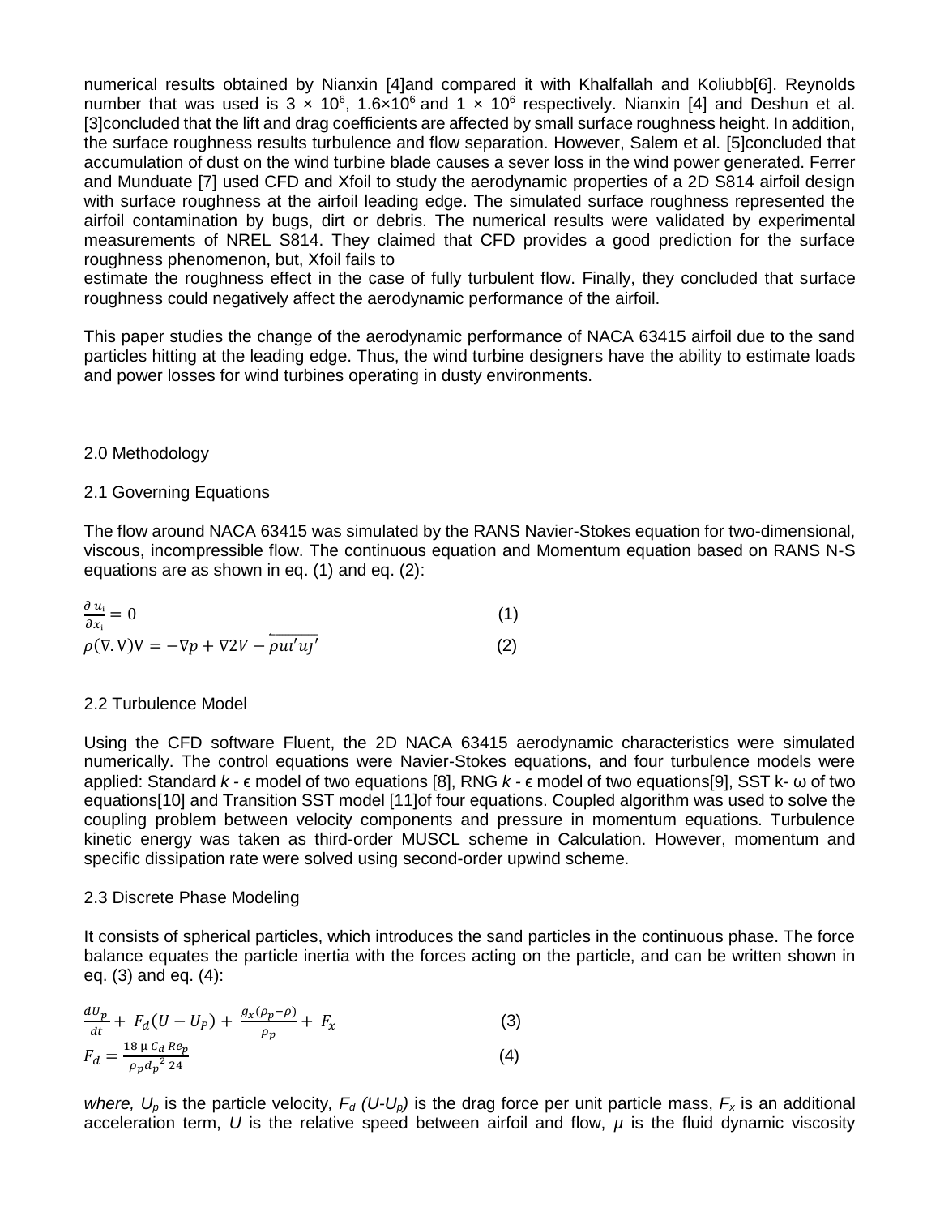numerical results obtained by Nianxin [4]and compared it with Khalfallah and Koliubb[6]. Reynolds number that was used is $3 \times 10^6$, $1.6 \times 10^6$ and $1 \times 10^6$ respectively. Nianxin [4] and Deshun et al. [3]concluded that the lift and drag coefficients are affected by small surface roughness height. In addition, the surface roughness results turbulence and flow separation. However, Salem et al. [5]concluded that accumulation of dust on the wind turbine blade causes a sever loss in the wind power generated. Ferrer and Munduate [7] used CFD and Xfoil to study the aerodynamic properties of a 2D S814 airfoil design with surface roughness at the airfoil leading edge. The simulated surface roughness represented the airfoil contamination by bugs, dirt or debris. The numerical results were validated by experimental measurements of NREL S814. They claimed that CFD provides a good prediction for the surface roughness phenomenon, but, Xfoil fails to

estimate the roughness effect in the case of fully turbulent flow. Finally, they concluded that surface roughness could negatively affect the aerodynamic performance of the airfoil.

This paper studies the change of the aerodynamic performance of NACA 63415 airfoil due to the sand particles hitting at the leading edge. Thus, the wind turbine designers have the ability to estimate loads and power losses for wind turbines operating in dusty environments.

## 2.0 Methodology

### 2.1 Governing Equations

The flow around NACA 63415 was simulated by the RANS Navier-Stokes equation for two-dimensional, viscous, incompressible flow. The continuous equation and Momentum equation based on RANS N-S equations are as shown in eq. (1) and eq. (2):

$$\frac{\partial u_i}{\partial x_i} = 0 \tag{1}$$

$$\rho(\nabla.\mathrm{V})\mathrm{V} = -\nabla p + \nabla 2V - \overline{\rho u \prime u \jmath \prime} \tag{2}$$

### 2.2 Turbulence Model

Using the CFD software Fluent, the 2D NACA 63415 aerodynamic characteristics were simulated numerically. The control equations were Navier-Stokes equations, and four turbulence models were applied: Standard $k$ - ϵ model of two equations [8], RNG $k$ - ϵ model of two equations[9], SST k- ω of two equations[10] and Transition SST model [11]of four equations. Coupled algorithm was used to solve the coupling problem between velocity components and pressure in momentum equations. Turbulence kinetic energy was taken as third-order MUSCL scheme in Calculation. However, momentum and specific dissipation rate were solved using second-order upwind scheme.

### 2.3 Discrete Phase Modeling

It consists of spherical particles, which introduces the sand particles in the continuous phase. The force balance equates the particle inertia with the forces acting on the particle, and can be written shown in eq. (3) and eq. (4):

$$\frac{dU_p}{dt} + F_d(U - U_P) + \frac{g_x(\rho_p - \rho)}{\rho_p} + F_x \tag{3}$$

$$F_d = \frac{18\,\mu\, C_d\, Re_p}{\rho_p {d_p}^2\, 24} \tag{4}$$

*where,* $U_p$ is the particle velocity*,* $F_d\ (U\text{-}U_p)$ is the drag force per unit particle mass, $F_x$ is an additional acceleration term, $U$ is the relative speed between airfoil and flow, $\mu$ is the fluid dynamic viscosity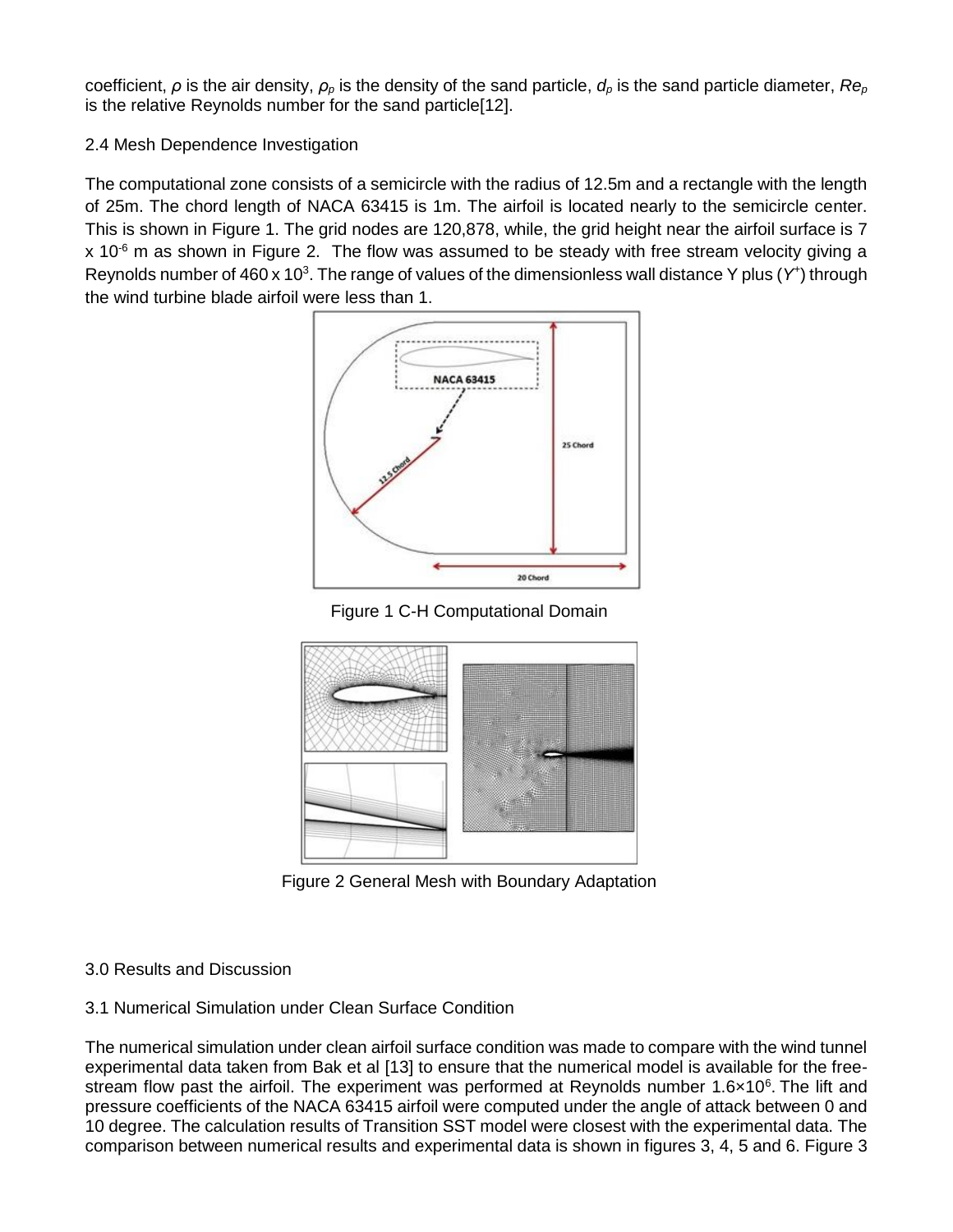coefficient, $\rho$ is the air density, $\rho_p$ is the density of the sand particle, $d_p$ is the sand particle diameter, $Re_p$ is the relative Reynolds number for the sand particle[12].

## 2.4 Mesh Dependence Investigation

The computational zone consists of a semicircle with the radius of 12.5m and a rectangle with the length of 25m. The chord length of NACA 63415 is 1m. The airfoil is located nearly to the semicircle center. This is shown in Figure 1. The grid nodes are 120,878, while, the grid height near the airfoil surface is 7 x $10^{-6}$ m as shown in Figure 2. The flow was assumed to be steady with free stream velocity giving a Reynolds number of 460 x $10^3$. The range of values of the dimensionless wall distance Y plus ($Y^+$) through the wind turbine blade airfoil were less than 1.

Figure 1 C-H Computational Domain

Figure 2 General Mesh with Boundary Adaptation

# 3.0 Results and Discussion

## 3.1 Numerical Simulation under Clean Surface Condition

The numerical simulation under clean airfoil surface condition was made to compare with the wind tunnel experimental data taken from Bak et al [13] to ensure that the numerical model is available for the free-stream flow past the airfoil. The experiment was performed at Reynolds number $1.6\times10^6$. The lift and pressure coefficients of the NACA 63415 airfoil were computed under the angle of attack between 0 and 10 degree. The calculation results of Transition SST model were closest with the experimental data. The comparison between numerical results and experimental data is shown in figures 3, 4, 5 and 6. Figure 3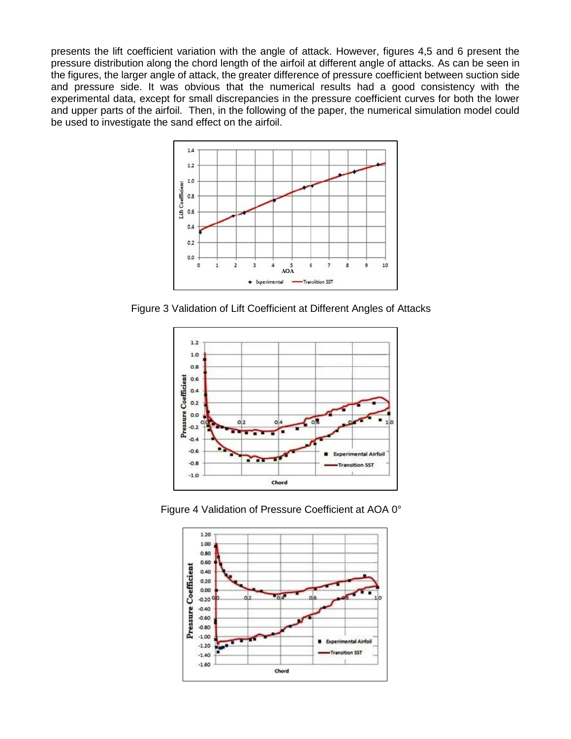presents the lift coefficient variation with the angle of attack. However, figures 4,5 and 6 present the pressure distribution along the chord length of the airfoil at different angle of attacks. As can be seen in the figures, the larger angle of attack, the greater difference of pressure coefficient between suction side and pressure side. It was obvious that the numerical results had a good consistency with the experimental data, except for small discrepancies in the pressure coefficient curves for both the lower and upper parts of the airfoil. Then, in the following of the paper, the numerical simulation model could be used to investigate the sand effect on the airfoil.

Figure 3 Validation of Lift Coefficient at Different Angles of Attacks

Figure 4 Validation of Pressure Coefficient at AOA 0°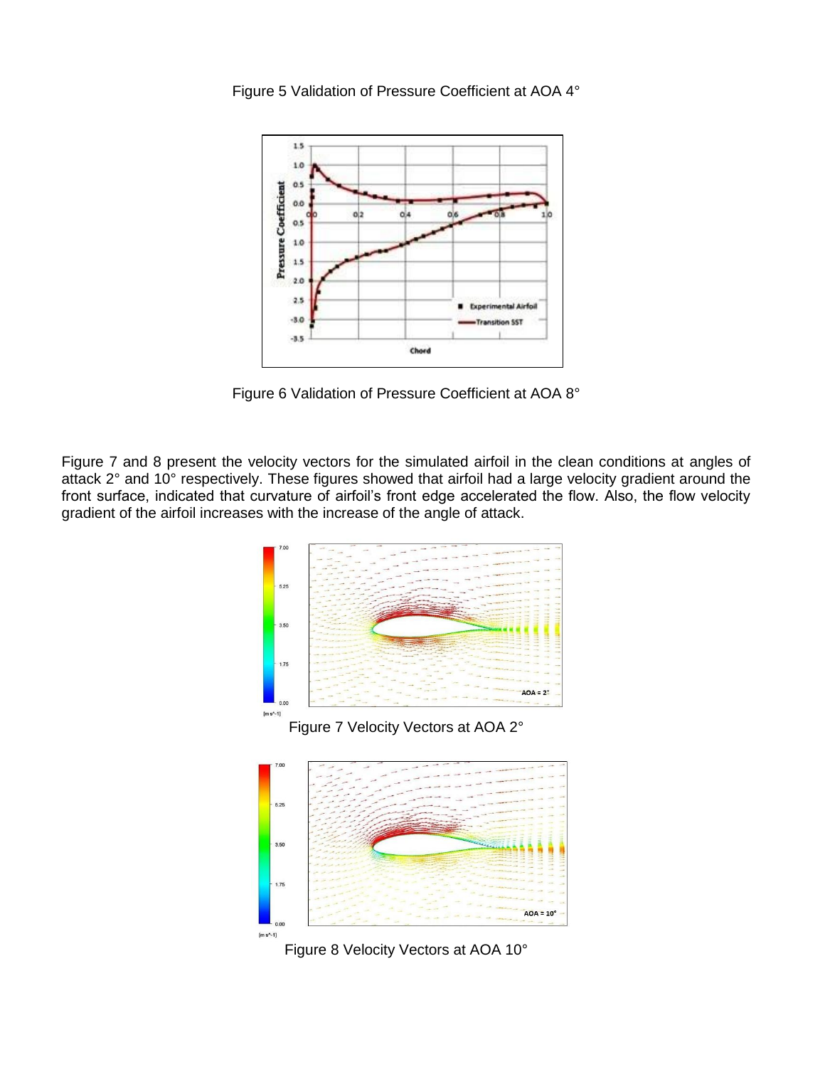Figure 5 Validation of Pressure Coefficient at AOA 4°

Figure 6 Validation of Pressure Coefficient at AOA 8°

Figure 7 and 8 present the velocity vectors for the simulated airfoil in the clean conditions at angles of attack 2° and 10° respectively. These figures showed that airfoil had a large velocity gradient around the front surface, indicated that curvature of airfoil's front edge accelerated the flow. Also, the flow velocity gradient of the airfoil increases with the increase of the angle of attack.

Figure 7 Velocity Vectors at AOA 2°

Figure 8 Velocity Vectors at AOA 10°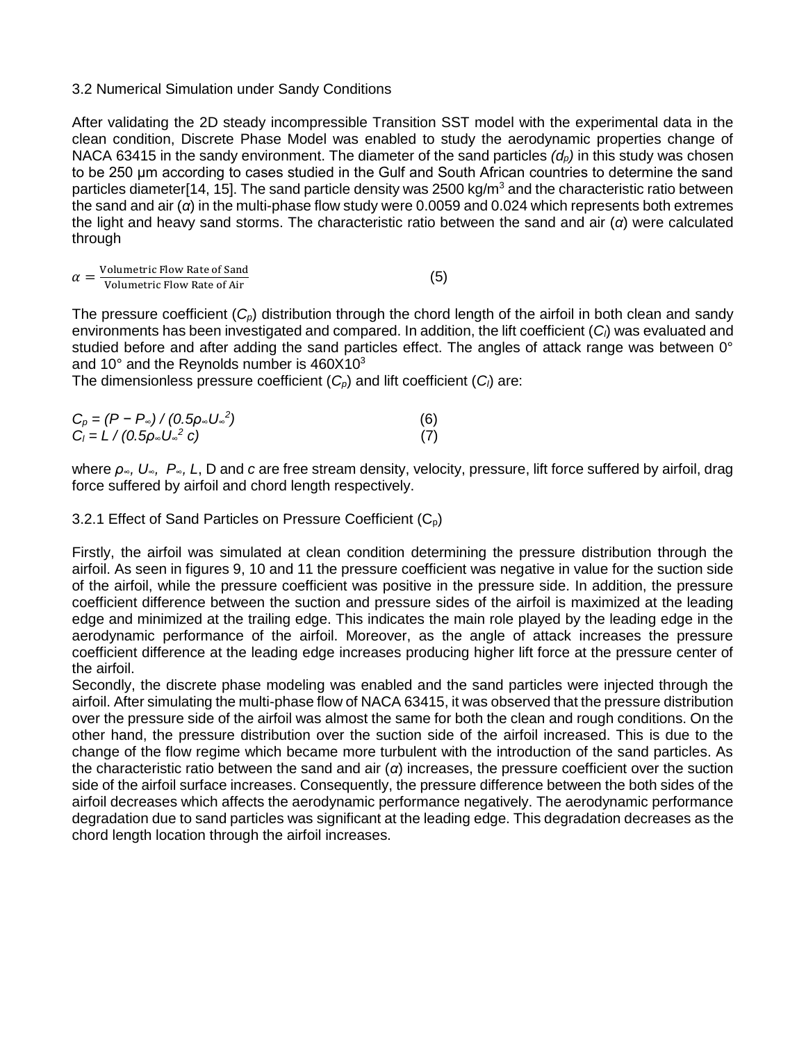### 3.2 Numerical Simulation under Sandy Conditions

After validating the 2D steady incompressible Transition SST model with the experimental data in the clean condition, Discrete Phase Model was enabled to study the aerodynamic properties change of NACA 63415 in the sandy environment. The diameter of the sand particles *($d_p$)* in this study was chosen to be 250 μm according to cases studied in the Gulf and South African countries to determine the sand particles diameter[14, 15]. The sand particle density was 2500 kg/m$^3$ and the characteristic ratio between the sand and air ($\alpha$) in the multi-phase flow study were 0.0059 and 0.024 which represents both extremes the light and heavy sand storms. The characteristic ratio between the sand and air ($\alpha$) were calculated through

$$\alpha = \frac{\text{Volumetric Flow Rate of Sand}}{\text{Volumetric Flow Rate of Air}} \tag{5}$$

The pressure coefficient ($C_p$) distribution through the chord length of the airfoil in both clean and sandy environments has been investigated and compared. In addition, the lift coefficient ($C_l$) was evaluated and studied before and after adding the sand particles effect. The angles of attack range was between 0° and 10° and the Reynolds number is 460X10$^3$

The dimensionless pressure coefficient ($C_p$) and lift coefficient ($C_l$) are:

$$C_p = (P - P_\infty) / (0.5\rho_\infty U_\infty^2) \tag{6}$$

$$C_l = L / (0.5\rho_\infty U_\infty^2\, c) \tag{7}$$

where $\rho_\infty$, $U_\infty$, $P_\infty$, $L$, D and $c$ are free stream density, velocity, pressure, lift force suffered by airfoil, drag force suffered by airfoil and chord length respectively.

#### 3.2.1 Effect of Sand Particles on Pressure Coefficient ($C_p$)

Firstly, the airfoil was simulated at clean condition determining the pressure distribution through the airfoil. As seen in figures 9, 10 and 11 the pressure coefficient was negative in value for the suction side of the airfoil, while the pressure coefficient was positive in the pressure side. In addition, the pressure coefficient difference between the suction and pressure sides of the airfoil is maximized at the leading edge and minimized at the trailing edge. This indicates the main role played by the leading edge in the aerodynamic performance of the airfoil. Moreover, as the angle of attack increases the pressure coefficient difference at the leading edge increases producing higher lift force at the pressure center of the airfoil.

Secondly, the discrete phase modeling was enabled and the sand particles were injected through the airfoil. After simulating the multi-phase flow of NACA 63415, it was observed that the pressure distribution over the pressure side of the airfoil was almost the same for both the clean and rough conditions. On the other hand, the pressure distribution over the suction side of the airfoil increased. This is due to the change of the flow regime which became more turbulent with the introduction of the sand particles. As the characteristic ratio between the sand and air ($\alpha$) increases, the pressure coefficient over the suction side of the airfoil surface increases. Consequently, the pressure difference between the both sides of the airfoil decreases which affects the aerodynamic performance negatively. The aerodynamic performance degradation due to sand particles was significant at the leading edge. This degradation decreases as the chord length location through the airfoil increases.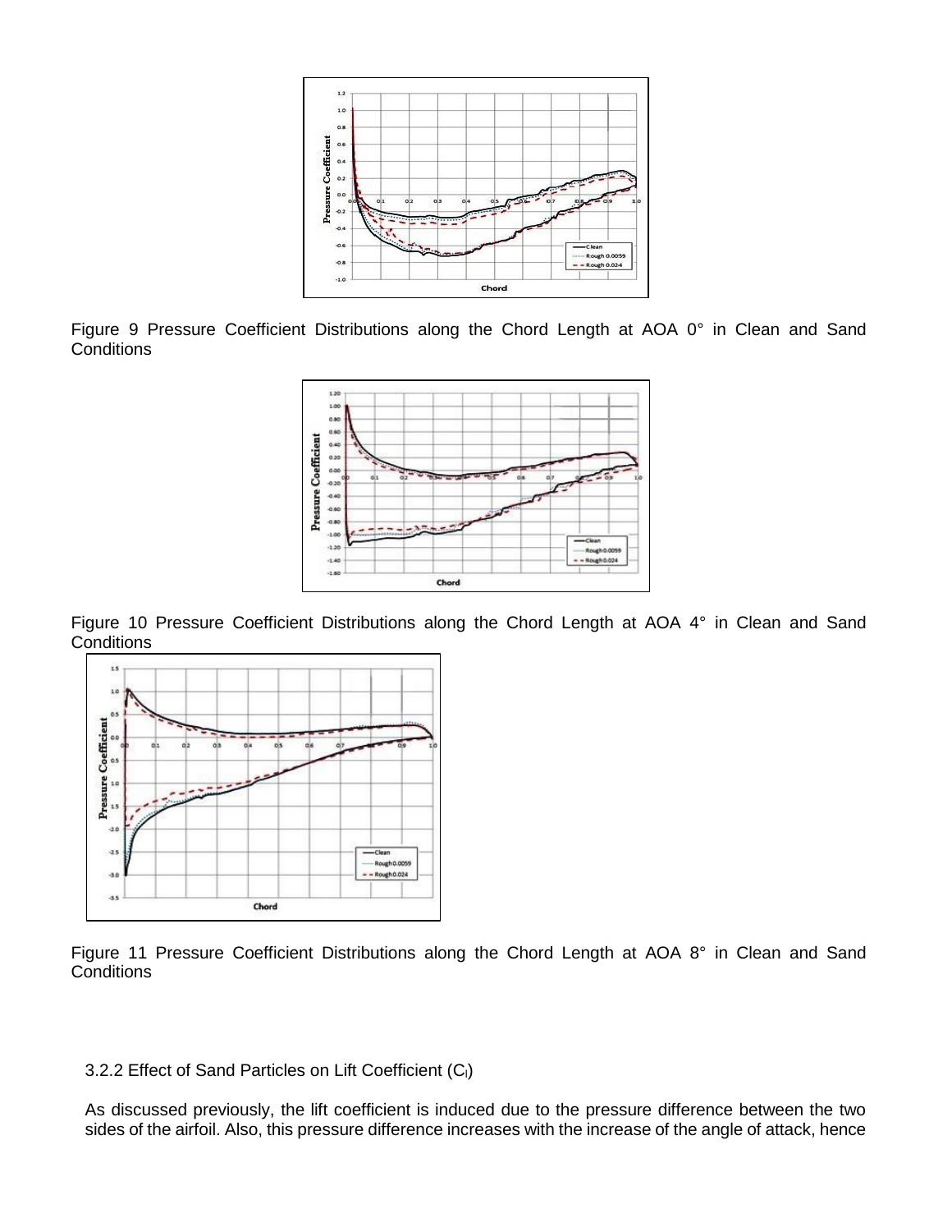Figure 9 Pressure Coefficient Distributions along the Chord Length at AOA 0° in Clean and Sand Conditions

Figure 10 Pressure Coefficient Distributions along the Chord Length at AOA 4° in Clean and Sand Conditions

Figure 11 Pressure Coefficient Distributions along the Chord Length at AOA 8° in Clean and Sand Conditions

### 3.2.2 Effect of Sand Particles on Lift Coefficient ($C_l$)

As discussed previously, the lift coefficient is induced due to the pressure difference between the two sides of the airfoil. Also, this pressure difference increases with the increase of the angle of attack, hence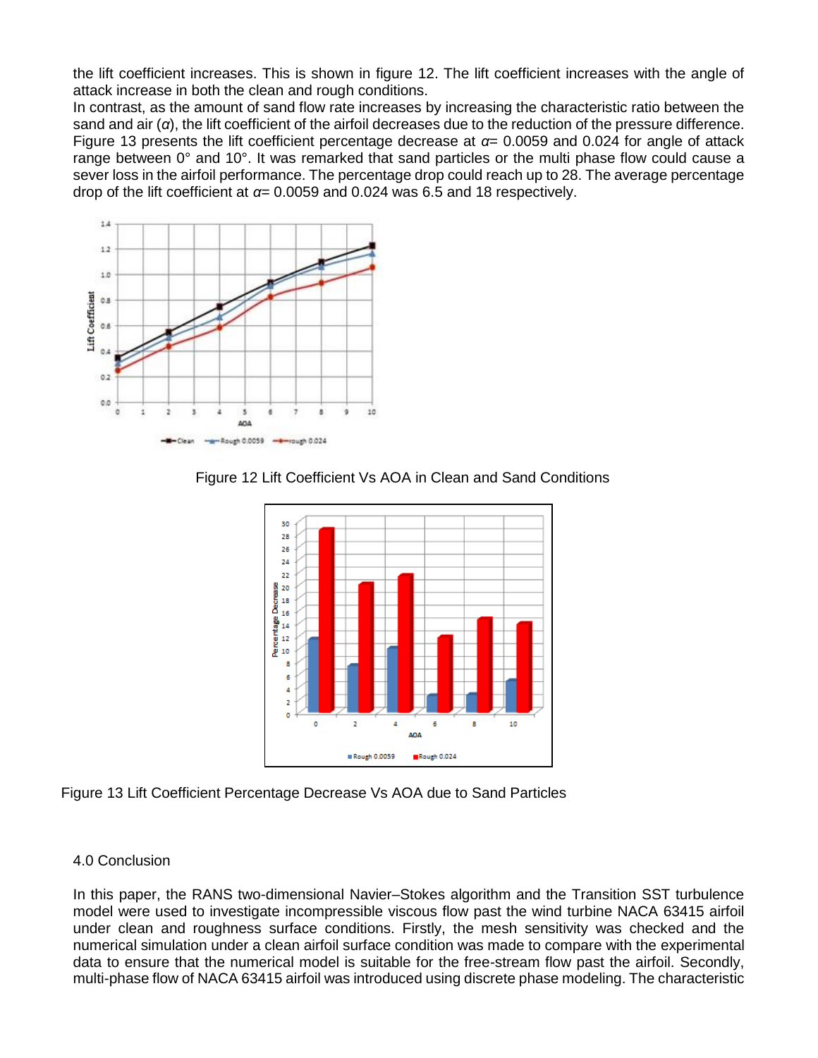the lift coefficient increases. This is shown in figure 12. The lift coefficient increases with the angle of attack increase in both the clean and rough conditions.

In contrast, as the amount of sand flow rate increases by increasing the characteristic ratio between the sand and air ($\alpha$), the lift coefficient of the airfoil decreases due to the reduction of the pressure difference. Figure 13 presents the lift coefficient percentage decrease at $\alpha$= 0.0059 and 0.024 for angle of attack range between 0° and 10°. It was remarked that sand particles or the multi phase flow could cause a sever loss in the airfoil performance. The percentage drop could reach up to 28. The average percentage drop of the lift coefficient at $\alpha$= 0.0059 and 0.024 was 6.5 and 18 respectively.

Figure 12 Lift Coefficient Vs AOA in Clean and Sand Conditions

Figure 13 Lift Coefficient Percentage Decrease Vs AOA due to Sand Particles

## 4.0 Conclusion

In this paper, the RANS two-dimensional Navier–Stokes algorithm and the Transition SST turbulence model were used to investigate incompressible viscous flow past the wind turbine NACA 63415 airfoil under clean and roughness surface conditions. Firstly, the mesh sensitivity was checked and the numerical simulation under a clean airfoil surface condition was made to compare with the experimental data to ensure that the numerical model is suitable for the free-stream flow past the airfoil. Secondly, multi-phase flow of NACA 63415 airfoil was introduced using discrete phase modeling. The characteristic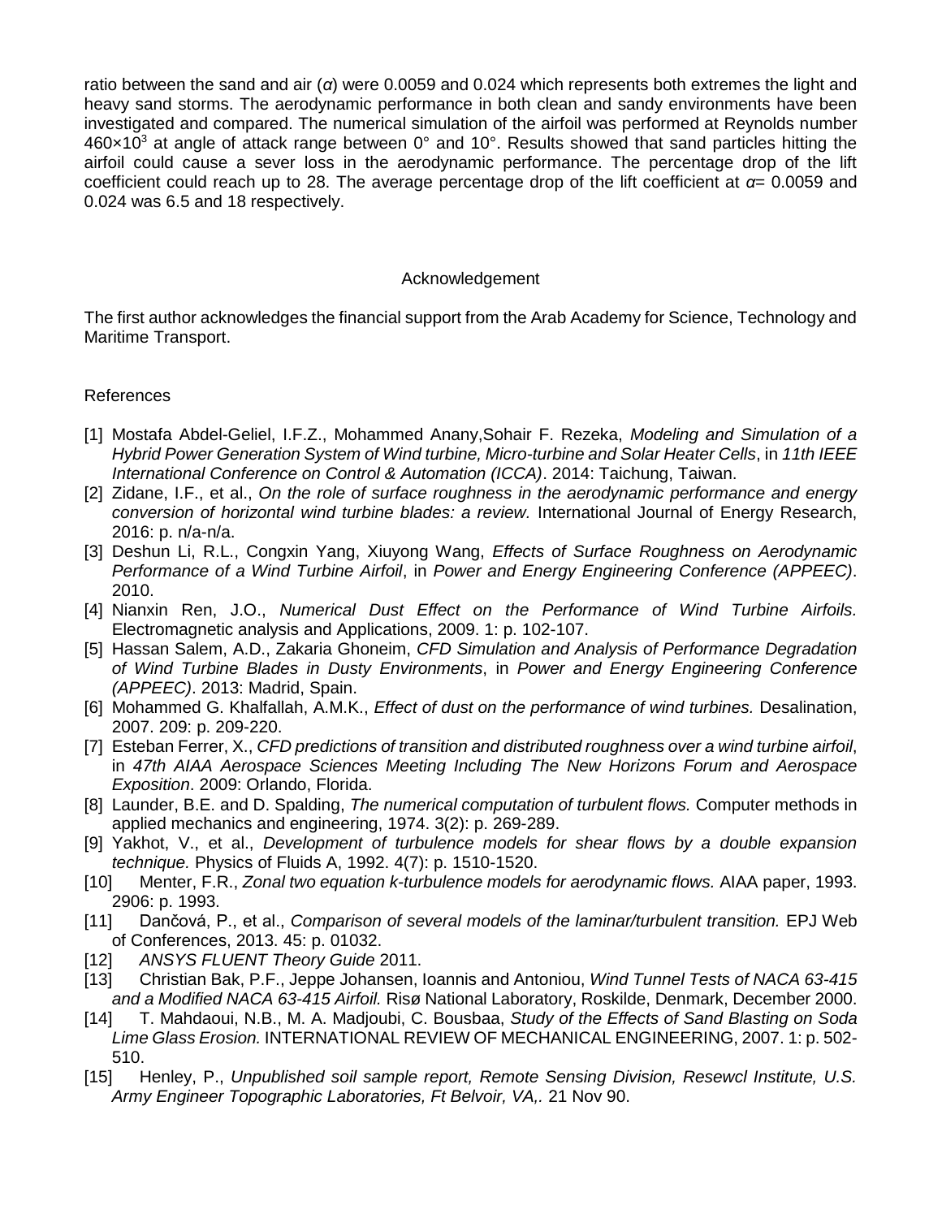ratio between the sand and air ($\alpha$) were 0.0059 and 0.024 which represents both extremes the light and heavy sand storms. The aerodynamic performance in both clean and sandy environments have been investigated and compared. The numerical simulation of the airfoil was performed at Reynolds number $460\times10^3$ at angle of attack range between 0° and 10°. Results showed that sand particles hitting the airfoil could cause a sever loss in the aerodynamic performance. The percentage drop of the lift coefficient could reach up to 28. The average percentage drop of the lift coefficient at $\alpha$= 0.0059 and 0.024 was 6.5 and 18 respectively.

## Acknowledgement

The first author acknowledges the financial support from the Arab Academy for Science, Technology and Maritime Transport.

## References

[1] Mostafa Abdel-Geliel, I.F.Z., Mohammed Anany,Sohair F. Rezeka, *Modeling and Simulation of a Hybrid Power Generation System of Wind turbine, Micro-turbine and Solar Heater Cells*, in *11th IEEE International Conference on Control & Automation (ICCA)*. 2014: Taichung, Taiwan.

[2] Zidane, I.F., et al., *On the role of surface roughness in the aerodynamic performance and energy conversion of horizontal wind turbine blades: a review.* International Journal of Energy Research, 2016: p. n/a-n/a.

[3] Deshun Li, R.L., Congxin Yang, Xiuyong Wang, *Effects of Surface Roughness on Aerodynamic Performance of a Wind Turbine Airfoil*, in *Power and Energy Engineering Conference (APPEEC)*. 2010.

[4] Nianxin Ren, J.O., *Numerical Dust Effect on the Performance of Wind Turbine Airfoils.* Electromagnetic analysis and Applications, 2009. 1: p. 102-107.

[5] Hassan Salem, A.D., Zakaria Ghoneim, *CFD Simulation and Analysis of Performance Degradation of Wind Turbine Blades in Dusty Environments*, in *Power and Energy Engineering Conference (APPEEC)*. 2013: Madrid, Spain.

[6] Mohammed G. Khalfallah, A.M.K., *Effect of dust on the performance of wind turbines.* Desalination, 2007. 209: p. 209-220.

[7] Esteban Ferrer, X., *CFD predictions of transition and distributed roughness over a wind turbine airfoil*, in *47th AIAA Aerospace Sciences Meeting Including The New Horizons Forum and Aerospace Exposition*. 2009: Orlando, Florida.

[8] Launder, B.E. and D. Spalding, *The numerical computation of turbulent flows.* Computer methods in applied mechanics and engineering, 1974. 3(2): p. 269-289.

[9] Yakhot, V., et al., *Development of turbulence models for shear flows by a double expansion technique.* Physics of Fluids A, 1992. 4(7): p. 1510-1520.

[10] Menter, F.R., *Zonal two equation k-turbulence models for aerodynamic flows.* AIAA paper, 1993. 2906: p. 1993.

[11] Dančová, P., et al., *Comparison of several models of the laminar/turbulent transition.* EPJ Web of Conferences, 2013. 45: p. 01032.

[12] *ANSYS FLUENT Theory Guide* 2011.

[13] Christian Bak, P.F., Jeppe Johansen, Ioannis and Antoniou, *Wind Tunnel Tests of NACA 63-415 and a Modified NACA 63-415 Airfoil.* Risø National Laboratory, Roskilde, Denmark, December 2000.

[14] T. Mahdaoui, N.B., M. A. Madjoubi, C. Bousbaa, *Study of the Effects of Sand Blasting on Soda Lime Glass Erosion.* INTERNATIONAL REVIEW OF MECHANICAL ENGINEERING, 2007. 1: p. 502-510.

[15] Henley, P., *Unpublished soil sample report, Remote Sensing Division, Resewcl Institute, U.S. Army Engineer Topographic Laboratories, Ft Belvoir, VA,.* 21 Nov 90.